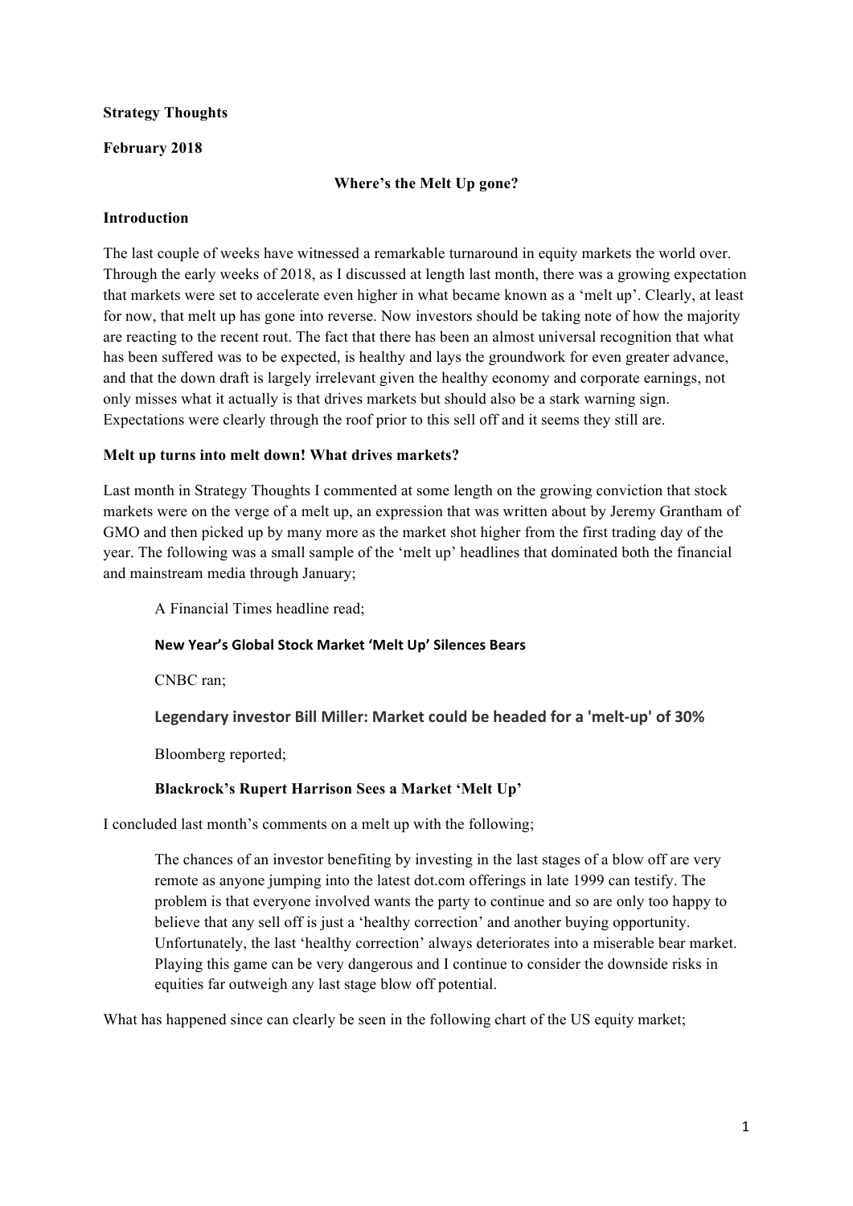**Strategy Thoughts**

**February 2018**

# Where's the Melt Up gone?

## Introduction

The last couple of weeks have witnessed a remarkable turnaround in equity markets the world over. Through the early weeks of 2018, as I discussed at length last month, there was a growing expectation that markets were set to accelerate even higher in what became known as a 'melt up'. Clearly, at least for now, that melt up has gone into reverse. Now investors should be taking note of how the majority are reacting to the recent rout. The fact that there has been an almost universal recognition that what has been suffered was to be expected, is healthy and lays the groundwork for even greater advance, and that the down draft is largely irrelevant given the healthy economy and corporate earnings, not only misses what it actually is that drives markets but should also be a stark warning sign. Expectations were clearly through the roof prior to this sell off and it seems they still are.

## Melt up turns into melt down! What drives markets?

Last month in Strategy Thoughts I commented at some length on the growing conviction that stock markets were on the verge of a melt up, an expression that was written about by Jeremy Grantham of GMO and then picked up by many more as the market shot higher from the first trading day of the year. The following was a small sample of the 'melt up' headlines that dominated both the financial and mainstream media through January;

> A Financial Times headline read;
>
> **New Year's Global Stock Market 'Melt Up' Silences Bears**
>
> CNBC ran;
>
> **Legendary investor Bill Miller: Market could be headed for a 'melt-up' of 30%**
>
> Bloomberg reported;
>
> **Blackrock's Rupert Harrison Sees a Market 'Melt Up'**

I concluded last month's comments on a melt up with the following;

> The chances of an investor benefiting by investing in the last stages of a blow off are very remote as anyone jumping into the latest dot.com offerings in late 1999 can testify. The problem is that everyone involved wants the party to continue and so are only too happy to believe that any sell off is just a 'healthy correction' and another buying opportunity. Unfortunately, the last 'healthy correction' always deteriorates into a miserable bear market. Playing this game can be very dangerous and I continue to consider the downside risks in equities far outweigh any last stage blow off potential.

What has happened since can clearly be seen in the following chart of the US equity market;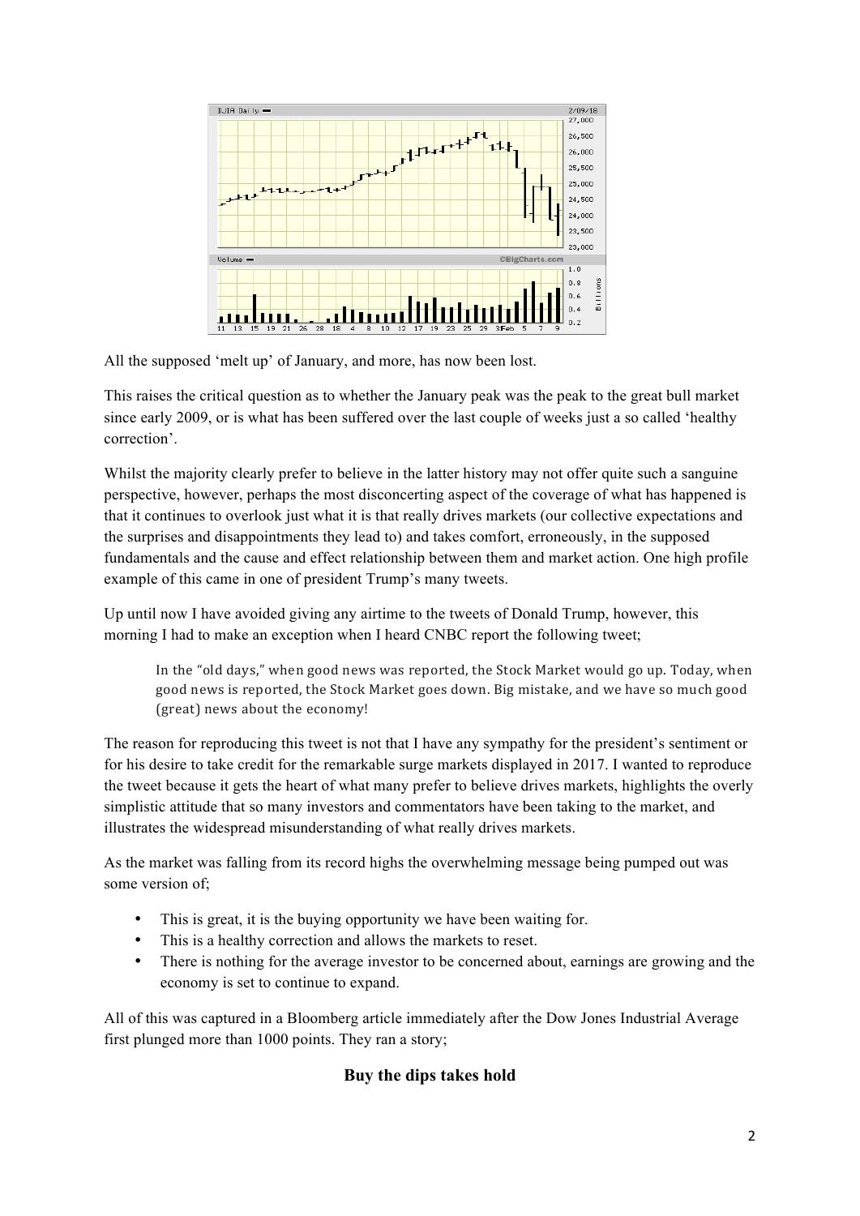All the supposed 'melt up' of January, and more, has now been lost.

This raises the critical question as to whether the January peak was the peak to the great bull market since early 2009, or is what has been suffered over the last couple of weeks just a so called 'healthy correction'.

Whilst the majority clearly prefer to believe in the latter history may not offer quite such a sanguine perspective, however, perhaps the most disconcerting aspect of the coverage of what has happened is that it continues to overlook just what it is that really drives markets (our collective expectations and the surprises and disappointments they lead to) and takes comfort, erroneously, in the supposed fundamentals and the cause and effect relationship between them and market action. One high profile example of this came in one of president Trump's many tweets.

Up until now I have avoided giving any airtime to the tweets of Donald Trump, however, this morning I had to make an exception when I heard CNBC report the following tweet;

> In the "old days," when good news was reported, the Stock Market would go up. Today, when good news is reported, the Stock Market goes down. Big mistake, and we have so much good (great) news about the economy!

The reason for reproducing this tweet is not that I have any sympathy for the president's sentiment or for his desire to take credit for the remarkable surge markets displayed in 2017. I wanted to reproduce the tweet because it gets the heart of what many prefer to believe drives markets, highlights the overly simplistic attitude that so many investors and commentators have been taking to the market, and illustrates the widespread misunderstanding of what really drives markets.

As the market was falling from its record highs the overwhelming message being pumped out was some version of;

- This is great, it is the buying opportunity we have been waiting for.
- This is a healthy correction and allows the markets to reset.
- There is nothing for the average investor to be concerned about, earnings are growing and the economy is set to continue to expand.

All of this was captured in a Bloomberg article immediately after the Dow Jones Industrial Average first plunged more than 1000 points. They ran a story;

**Buy the dips takes hold**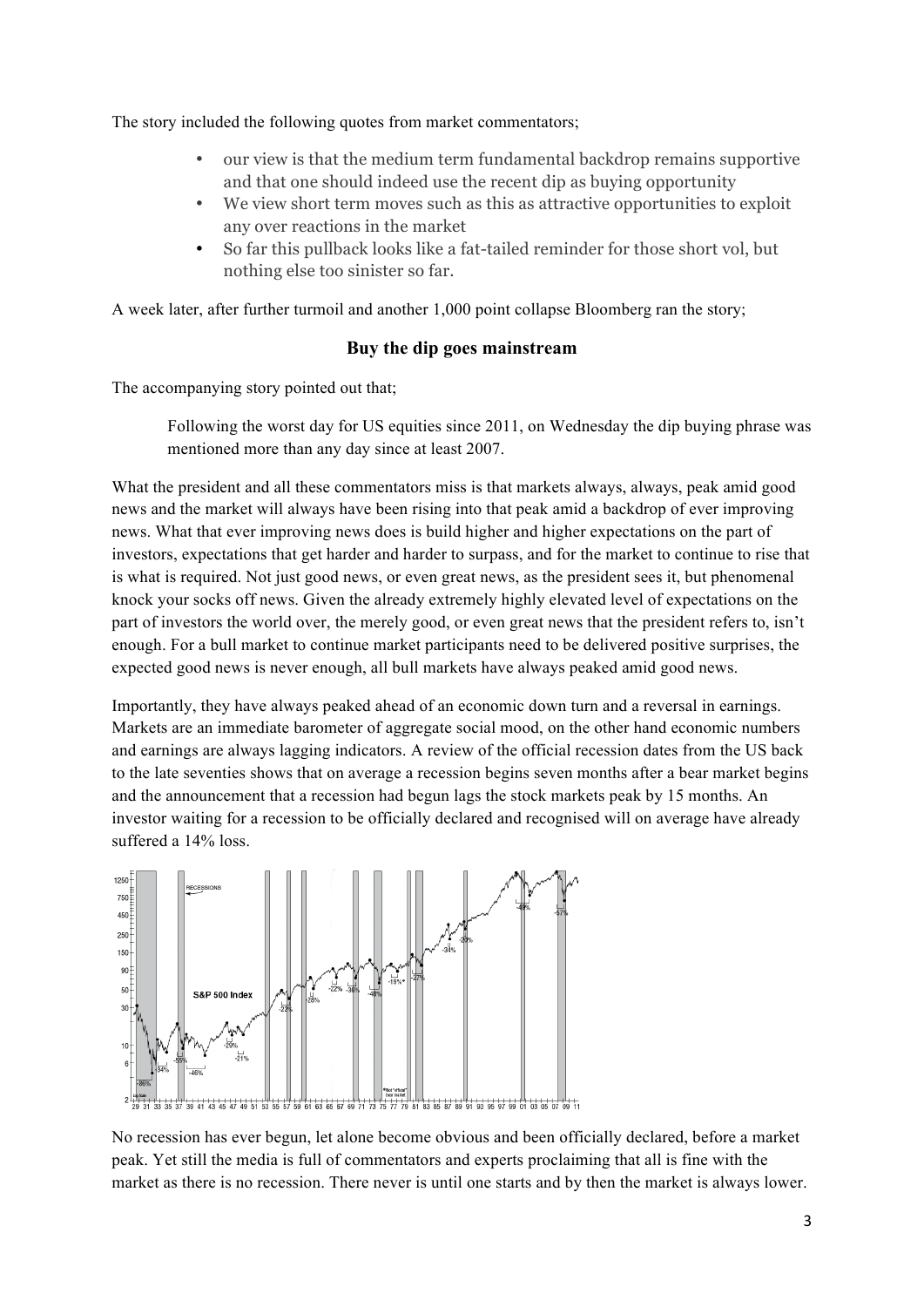The story included the following quotes from market commentators;

- our view is that the medium term fundamental backdrop remains supportive and that one should indeed use the recent dip as buying opportunity
- We view short term moves such as this as attractive opportunities to exploit any over reactions in the market
- So far this pullback looks like a fat-tailed reminder for those short vol, but nothing else too sinister so far.

A week later, after further turmoil and another 1,000 point collapse Bloomberg ran the story;

**Buy the dip goes mainstream**

The accompanying story pointed out that;

> Following the worst day for US equities since 2011, on Wednesday the dip buying phrase was mentioned more than any day since at least 2007.

What the president and all these commentators miss is that markets always, always, peak amid good news and the market will always have been rising into that peak amid a backdrop of ever improving news. What that ever improving news does is build higher and higher expectations on the part of investors, expectations that get harder and harder to surpass, and for the market to continue to rise that is what is required. Not just good news, or even great news, as the president sees it, but phenomenal knock your socks off news. Given the already extremely highly elevated level of expectations on the part of investors the world over, the merely good, or even great news that the president refers to, isn't enough. For a bull market to continue market participants need to be delivered positive surprises, the expected good news is never enough, all bull markets have always peaked amid good news.

Importantly, they have always peaked ahead of an economic down turn and a reversal in earnings. Markets are an immediate barometer of aggregate social mood, on the other hand economic numbers and earnings are always lagging indicators. A review of the official recession dates from the US back to the late seventies shows that on average a recession begins seven months after a bear market begins and the announcement that a recession had begun lags the stock markets peak by 15 months. An investor waiting for a recession to be officially declared and recognised will on average have already suffered a 14% loss.

No recession has ever begun, let alone become obvious and been officially declared, before a market peak. Yet still the media is full of commentators and experts proclaiming that all is fine with the market as there is no recession. There never is until one starts and by then the market is always lower.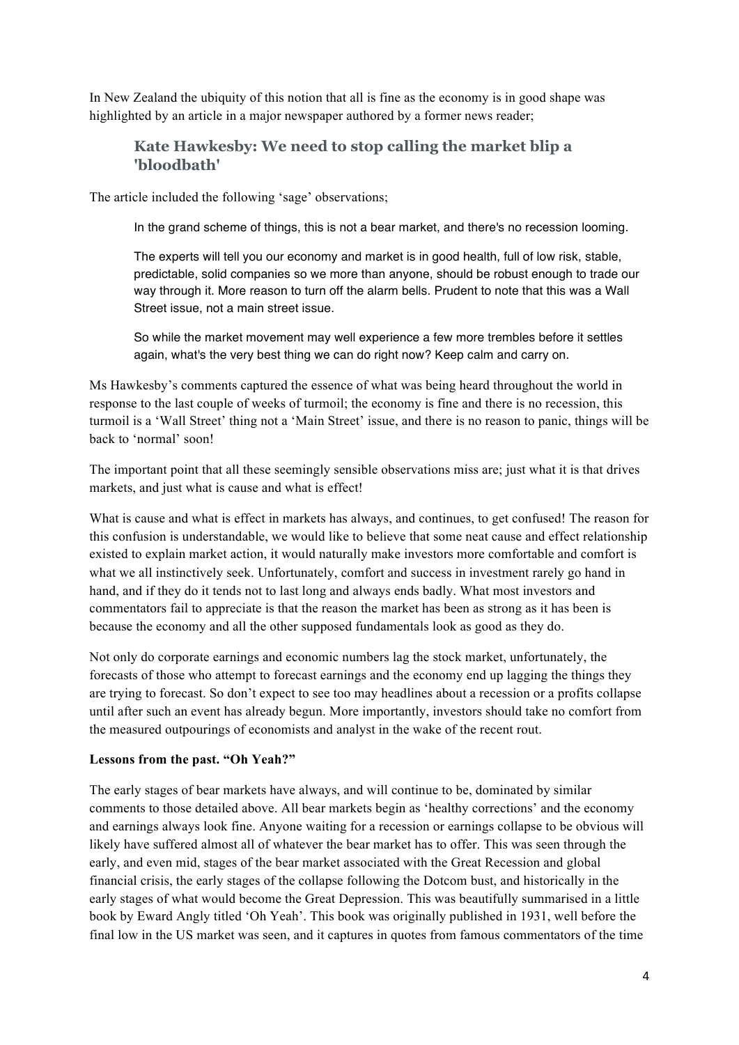In New Zealand the ubiquity of this notion that all is fine as the economy is in good shape was highlighted by an article in a major newspaper authored by a former news reader;

### Kate Hawkesby: We need to stop calling the market blip a 'bloodbath'

The article included the following 'sage' observations;

> In the grand scheme of things, this is not a bear market, and there's no recession looming.
>
> The experts will tell you our economy and market is in good health, full of low risk, stable, predictable, solid companies so we more than anyone, should be robust enough to trade our way through it. More reason to turn off the alarm bells. Prudent to note that this was a Wall Street issue, not a main street issue.
>
> So while the market movement may well experience a few more trembles before it settles again, what's the very best thing we can do right now? Keep calm and carry on.

Ms Hawkesby's comments captured the essence of what was being heard throughout the world in response to the last couple of weeks of turmoil; the economy is fine and there is no recession, this turmoil is a 'Wall Street' thing not a 'Main Street' issue, and there is no reason to panic, things will be back to 'normal' soon!

The important point that all these seemingly sensible observations miss are; just what it is that drives markets, and just what is cause and what is effect!

What is cause and what is effect in markets has always, and continues, to get confused! The reason for this confusion is understandable, we would like to believe that some neat cause and effect relationship existed to explain market action, it would naturally make investors more comfortable and comfort is what we all instinctively seek. Unfortunately, comfort and success in investment rarely go hand in hand, and if they do it tends not to last long and always ends badly. What most investors and commentators fail to appreciate is that the reason the market has been as strong as it has been is because the economy and all the other supposed fundamentals look as good as they do.

Not only do corporate earnings and economic numbers lag the stock market, unfortunately, the forecasts of those who attempt to forecast earnings and the economy end up lagging the things they are trying to forecast. So don't expect to see too may headlines about a recession or a profits collapse until after such an event has already begun. More importantly, investors should take no comfort from the measured outpourings of economists and analyst in the wake of the recent rout.

**Lessons from the past. "Oh Yeah?"**

The early stages of bear markets have always, and will continue to be, dominated by similar comments to those detailed above. All bear markets begin as 'healthy corrections' and the economy and earnings always look fine. Anyone waiting for a recession or earnings collapse to be obvious will likely have suffered almost all of whatever the bear market has to offer. This was seen through the early, and even mid, stages of the bear market associated with the Great Recession and global financial crisis, the early stages of the collapse following the Dotcom bust, and historically in the early stages of what would become the Great Depression. This was beautifully summarised in a little book by Eward Angly titled 'Oh Yeah'. This book was originally published in 1931, well before the final low in the US market was seen, and it captures in quotes from famous commentators of the time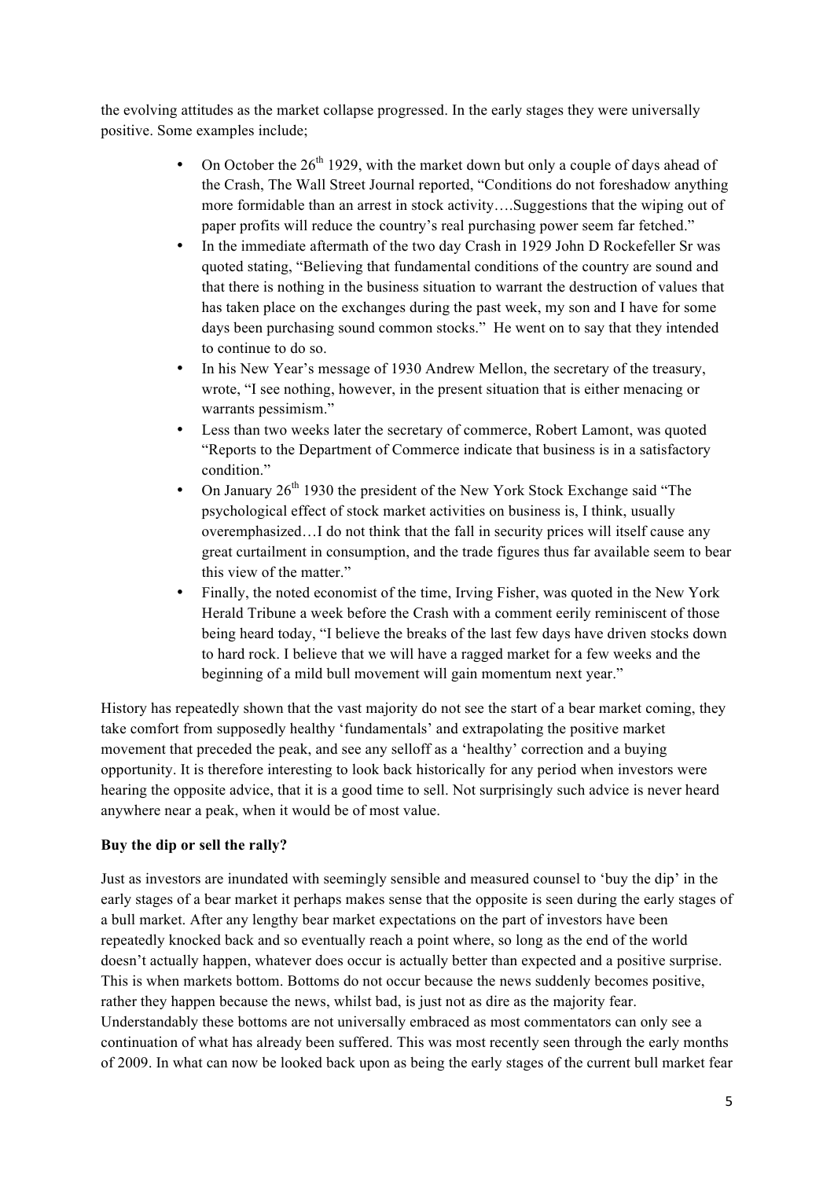the evolving attitudes as the market collapse progressed. In the early stages they were universally positive. Some examples include;

- On October the 26th 1929, with the market down but only a couple of days ahead of the Crash, The Wall Street Journal reported, "Conditions do not foreshadow anything more formidable than an arrest in stock activity….Suggestions that the wiping out of paper profits will reduce the country's real purchasing power seem far fetched."
- In the immediate aftermath of the two day Crash in 1929 John D Rockefeller Sr was quoted stating, "Believing that fundamental conditions of the country are sound and that there is nothing in the business situation to warrant the destruction of values that has taken place on the exchanges during the past week, my son and I have for some days been purchasing sound common stocks." He went on to say that they intended to continue to do so.
- In his New Year's message of 1930 Andrew Mellon, the secretary of the treasury, wrote, "I see nothing, however, in the present situation that is either menacing or warrants pessimism."
- Less than two weeks later the secretary of commerce, Robert Lamont, was quoted "Reports to the Department of Commerce indicate that business is in a satisfactory condition."
- On January 26th 1930 the president of the New York Stock Exchange said "The psychological effect of stock market activities on business is, I think, usually overemphasized…I do not think that the fall in security prices will itself cause any great curtailment in consumption, and the trade figures thus far available seem to bear this view of the matter."
- Finally, the noted economist of the time, Irving Fisher, was quoted in the New York Herald Tribune a week before the Crash with a comment eerily reminiscent of those being heard today, "I believe the breaks of the last few days have driven stocks down to hard rock. I believe that we will have a ragged market for a few weeks and the beginning of a mild bull movement will gain momentum next year."

History has repeatedly shown that the vast majority do not see the start of a bear market coming, they take comfort from supposedly healthy 'fundamentals' and extrapolating the positive market movement that preceded the peak, and see any selloff as a 'healthy' correction and a buying opportunity. It is therefore interesting to look back historically for any period when investors were hearing the opposite advice, that it is a good time to sell. Not surprisingly such advice is never heard anywhere near a peak, when it would be of most value.

**Buy the dip or sell the rally?**

Just as investors are inundated with seemingly sensible and measured counsel to 'buy the dip' in the early stages of a bear market it perhaps makes sense that the opposite is seen during the early stages of a bull market. After any lengthy bear market expectations on the part of investors have been repeatedly knocked back and so eventually reach a point where, so long as the end of the world doesn't actually happen, whatever does occur is actually better than expected and a positive surprise. This is when markets bottom. Bottoms do not occur because the news suddenly becomes positive, rather they happen because the news, whilst bad, is just not as dire as the majority fear. Understandably these bottoms are not universally embraced as most commentators can only see a continuation of what has already been suffered. This was most recently seen through the early months of 2009. In what can now be looked back upon as being the early stages of the current bull market fear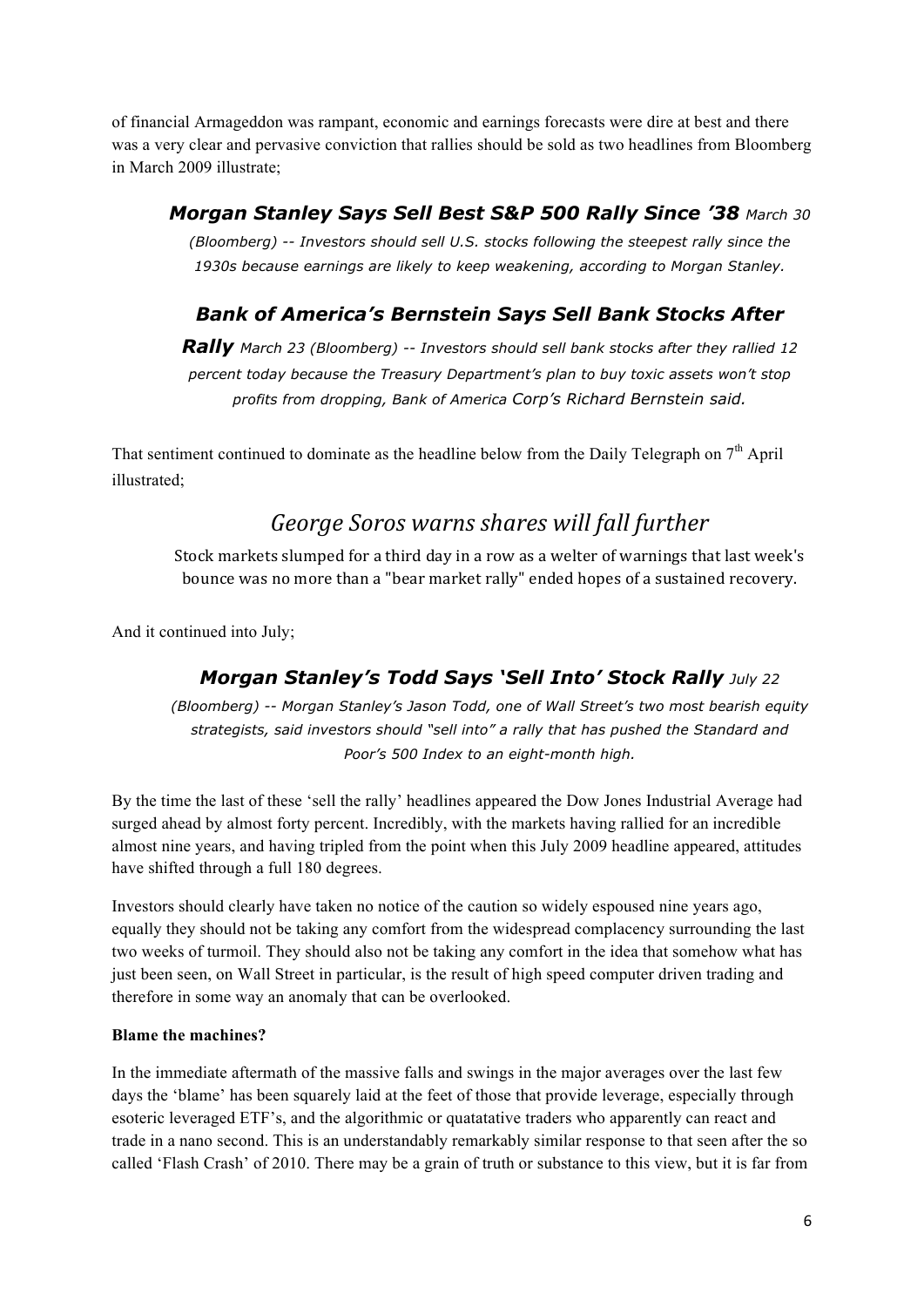of financial Armageddon was rampant, economic and earnings forecasts were dire at best and there was a very clear and pervasive conviction that rallies should be sold as two headlines from Bloomberg in March 2009 illustrate;

> ***Morgan Stanley Says Sell Best S&P 500 Rally Since '38*** *March 30 (Bloomberg) -- Investors should sell U.S. stocks following the steepest rally since the 1930s because earnings are likely to keep weakening, according to Morgan Stanley.*
>
> ***Bank of America's Bernstein Says Sell Bank Stocks After Rally*** *March 23 (Bloomberg) -- Investors should sell bank stocks after they rallied 12 percent today because the Treasury Department's plan to buy toxic assets won't stop profits from dropping, Bank of America Corp's Richard Bernstein said.*

That sentiment continued to dominate as the headline below from the Daily Telegraph on 7th April illustrated;

> *George Soros warns shares will fall further*
>
> Stock markets slumped for a third day in a row as a welter of warnings that last week's bounce was no more than a "bear market rally" ended hopes of a sustained recovery.

And it continued into July;

> ***Morgan Stanley's Todd Says 'Sell Into' Stock Rally*** *July 22 (Bloomberg) -- Morgan Stanley's Jason Todd, one of Wall Street's two most bearish equity strategists, said investors should "sell into" a rally that has pushed the Standard and Poor's 500 Index to an eight-month high.*

By the time the last of these 'sell the rally' headlines appeared the Dow Jones Industrial Average had surged ahead by almost forty percent. Incredibly, with the markets having rallied for an incredible almost nine years, and having tripled from the point when this July 2009 headline appeared, attitudes have shifted through a full 180 degrees.

Investors should clearly have taken no notice of the caution so widely espoused nine years ago, equally they should not be taking any comfort from the widespread complacency surrounding the last two weeks of turmoil. They should also not be taking any comfort in the idea that somehow what has just been seen, on Wall Street in particular, is the result of high speed computer driven trading and therefore in some way an anomaly that can be overlooked.

**Blame the machines?**

In the immediate aftermath of the massive falls and swings in the major averages over the last few days the 'blame' has been squarely laid at the feet of those that provide leverage, especially through esoteric leveraged ETF's, and the algorithmic or quatatative traders who apparently can react and trade in a nano second. This is an understandably remarkably similar response to that seen after the so called 'Flash Crash' of 2010. There may be a grain of truth or substance to this view, but it is far from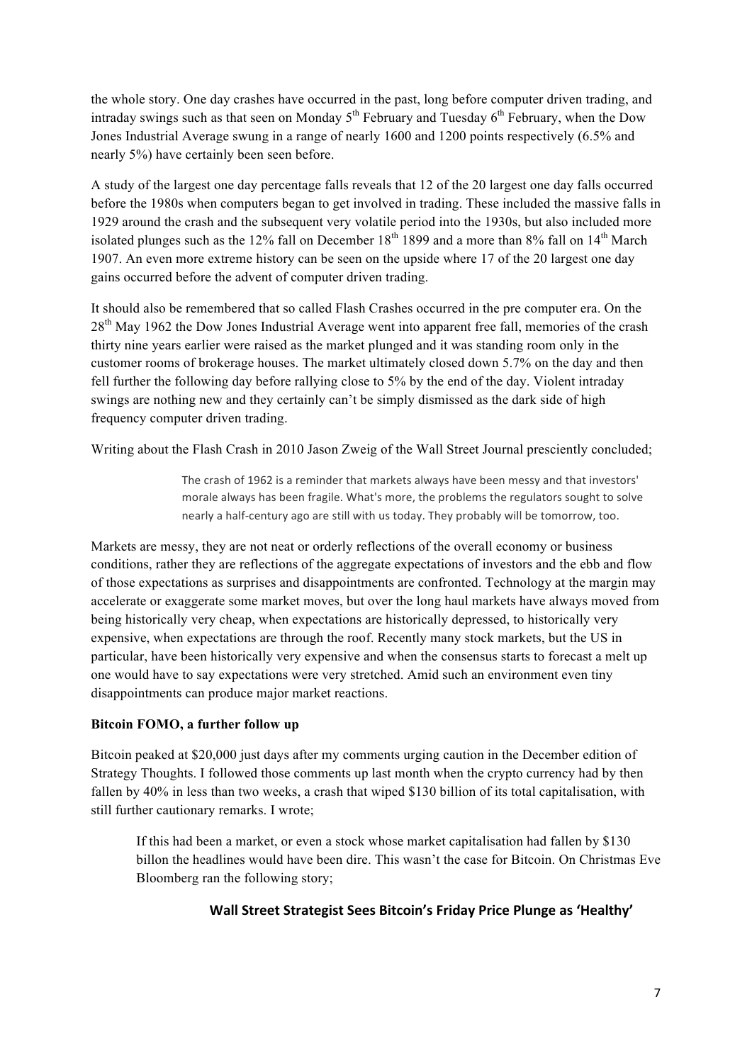the whole story. One day crashes have occurred in the past, long before computer driven trading, and intraday swings such as that seen on Monday 5th February and Tuesday 6th February, when the Dow Jones Industrial Average swung in a range of nearly 1600 and 1200 points respectively (6.5% and nearly 5%) have certainly been seen before.

A study of the largest one day percentage falls reveals that 12 of the 20 largest one day falls occurred before the 1980s when computers began to get involved in trading. These included the massive falls in 1929 around the crash and the subsequent very volatile period into the 1930s, but also included more isolated plunges such as the 12% fall on December 18th 1899 and a more than 8% fall on 14th March 1907. An even more extreme history can be seen on the upside where 17 of the 20 largest one day gains occurred before the advent of computer driven trading.

It should also be remembered that so called Flash Crashes occurred in the pre computer era. On the 28th May 1962 the Dow Jones Industrial Average went into apparent free fall, memories of the crash thirty nine years earlier were raised as the market plunged and it was standing room only in the customer rooms of brokerage houses. The market ultimately closed down 5.7% on the day and then fell further the following day before rallying close to 5% by the end of the day. Violent intraday swings are nothing new and they certainly can't be simply dismissed as the dark side of high frequency computer driven trading.

Writing about the Flash Crash in 2010 Jason Zweig of the Wall Street Journal presciently concluded;

> The crash of 1962 is a reminder that markets always have been messy and that investors' morale always has been fragile. What's more, the problems the regulators sought to solve nearly a half-century ago are still with us today. They probably will be tomorrow, too.

Markets are messy, they are not neat or orderly reflections of the overall economy or business conditions, rather they are reflections of the aggregate expectations of investors and the ebb and flow of those expectations as surprises and disappointments are confronted. Technology at the margin may accelerate or exaggerate some market moves, but over the long haul markets have always moved from being historically very cheap, when expectations are historically depressed, to historically very expensive, when expectations are through the roof. Recently many stock markets, but the US in particular, have been historically very expensive and when the consensus starts to forecast a melt up one would have to say expectations were very stretched. Amid such an environment even tiny disappointments can produce major market reactions.

**Bitcoin FOMO, a further follow up**

Bitcoin peaked at $20,000 just days after my comments urging caution in the December edition of Strategy Thoughts. I followed those comments up last month when the crypto currency had by then fallen by 40% in less than two weeks, a crash that wiped $130 billion of its total capitalisation, with still further cautionary remarks. I wrote;

> If this had been a market, or even a stock whose market capitalisation had fallen by $130 billon the headlines would have been dire. This wasn't the case for Bitcoin. On Christmas Eve Bloomberg ran the following story;
>
> **Wall Street Strategist Sees Bitcoin's Friday Price Plunge as 'Healthy'**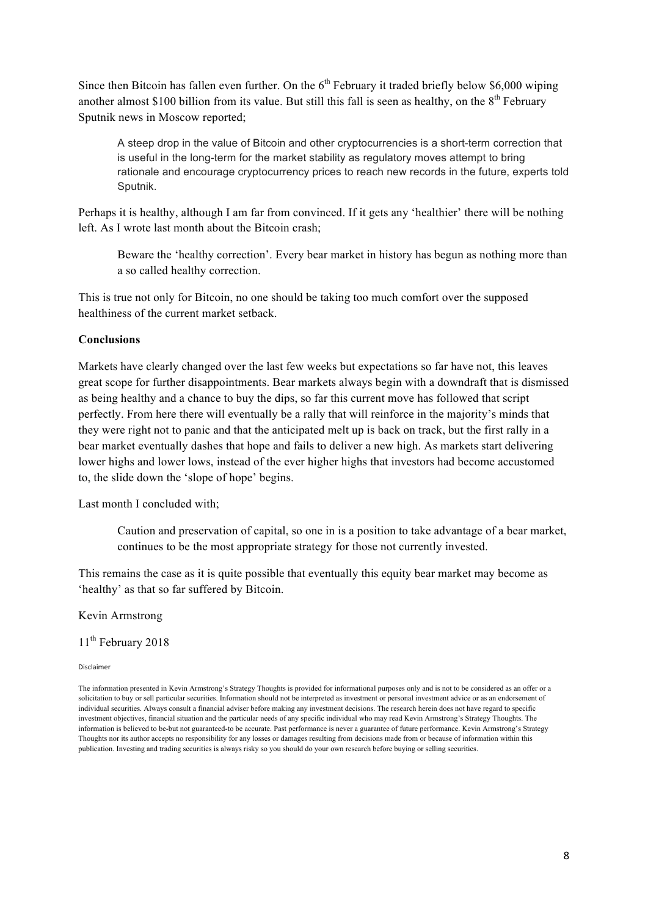Since then Bitcoin has fallen even further. On the 6th February it traded briefly below $6,000 wiping another almost $100 billion from its value. But still this fall is seen as healthy, on the 8th February Sputnik news in Moscow reported;

> A steep drop in the value of Bitcoin and other cryptocurrencies is a short-term correction that is useful in the long-term for the market stability as regulatory moves attempt to bring rationale and encourage cryptocurrency prices to reach new records in the future, experts told Sputnik.

Perhaps it is healthy, although I am far from convinced. If it gets any 'healthier' there will be nothing left. As I wrote last month about the Bitcoin crash;

> Beware the 'healthy correction'. Every bear market in history has begun as nothing more than a so called healthy correction.

This is true not only for Bitcoin, no one should be taking too much comfort over the supposed healthiness of the current market setback.

**Conclusions**

Markets have clearly changed over the last few weeks but expectations so far have not, this leaves great scope for further disappointments. Bear markets always begin with a downdraft that is dismissed as being healthy and a chance to buy the dips, so far this current move has followed that script perfectly. From here there will eventually be a rally that will reinforce in the majority's minds that they were right not to panic and that the anticipated melt up is back on track, but the first rally in a bear market eventually dashes that hope and fails to deliver a new high. As markets start delivering lower highs and lower lows, instead of the ever higher highs that investors had become accustomed to, the slide down the 'slope of hope' begins.

Last month I concluded with;

> Caution and preservation of capital, so one in is a position to take advantage of a bear market, continues to be the most appropriate strategy for those not currently invested.

This remains the case as it is quite possible that eventually this equity bear market may become as 'healthy' as that so far suffered by Bitcoin.

Kevin Armstrong

11th February 2018

Disclaimer

The information presented in Kevin Armstrong's Strategy Thoughts is provided for informational purposes only and is not to be considered as an offer or a solicitation to buy or sell particular securities. Information should not be interpreted as investment or personal investment advice or as an endorsement of individual securities. Always consult a financial adviser before making any investment decisions. The research herein does not have regard to specific investment objectives, financial situation and the particular needs of any specific individual who may read Kevin Armstrong's Strategy Thoughts. The information is believed to be-but not guaranteed-to be accurate. Past performance is never a guarantee of future performance. Kevin Armstrong's Strategy Thoughts nor its author accepts no responsibility for any losses or damages resulting from decisions made from or because of information within this publication. Investing and trading securities is always risky so you should do your own research before buying or selling securities.